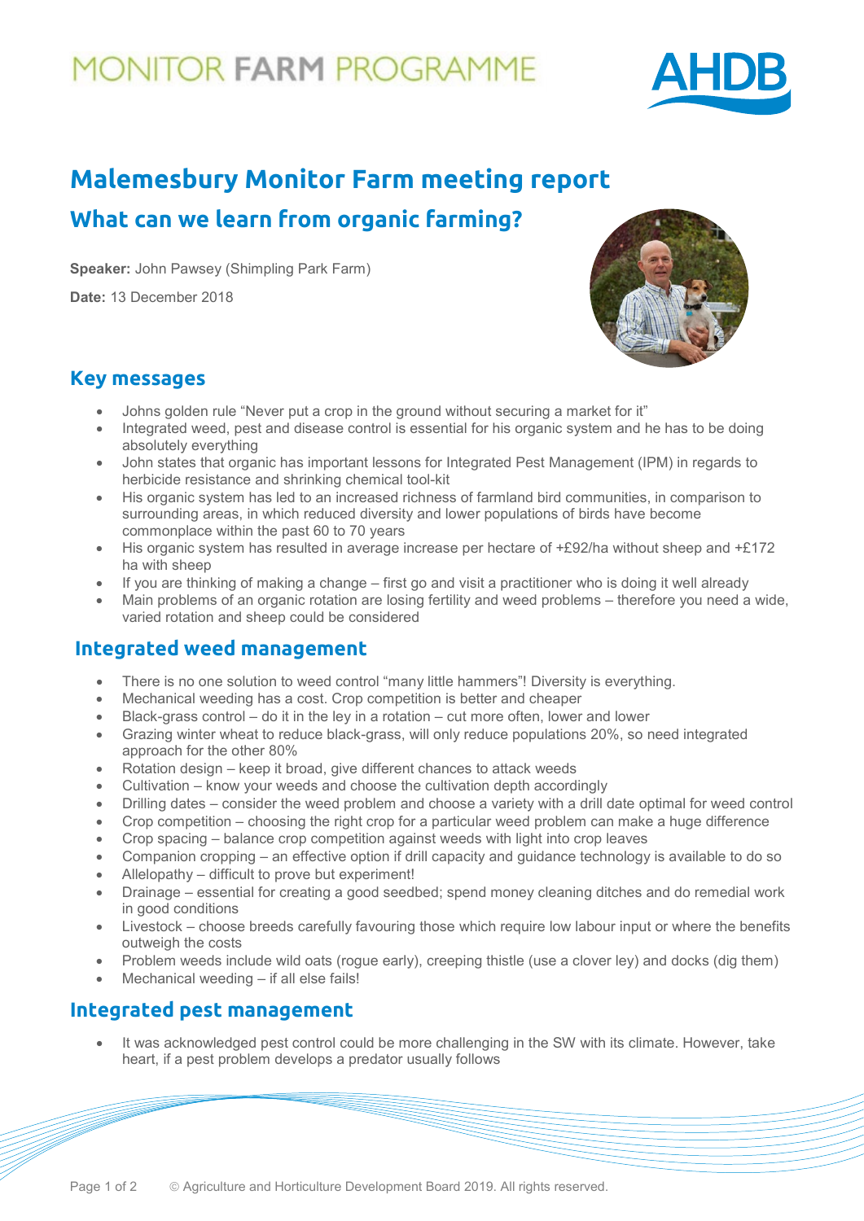# MONITOR FARM PROGRAMME

## Malemesbury Monitor Farm meeting report

### What can we learn from organic farming?

**Speaker:** John Pawsey (Shimpling Park Farm)

**Date:** 13 December 2018

## Key messages

- Johns golden rule "Never put a crop in the ground without securing a market for it"
- Integrated weed, pest and disease control is essential for his organic system and he has to be doing absolutely everything
- John states that organic has important lessons for Integrated Pest Management (IPM) in regards to herbicide resistance and shrinking chemical tool-kit
- His organic system has led to an increased richness of farmland bird communities, in comparison to surrounding areas, in which reduced diversity and lower populations of birds have become commonplace within the past 60 to 70 years
- His organic system has resulted in average increase per hectare of +£92/ha without sheep and +£172 ha with sheep
- If you are thinking of making a change – first go and visit a practitioner who is doing it well already
- Main problems of an organic rotation are losing fertility and weed problems – therefore you need a wide, varied rotation and sheep could be considered

## Integrated weed management

- There is no one solution to weed control "many little hammers"! Diversity is everything.
- Mechanical weeding has a cost. Crop competition is better and cheaper
- Black-grass control – do it in the ley in a rotation – cut more often, lower and lower
- Grazing winter wheat to reduce black-grass, will only reduce populations 20%, so need integrated approach for the other 80%
- Rotation design – keep it broad, give different chances to attack weeds
- Cultivation – know your weeds and choose the cultivation depth accordingly
- Drilling dates – consider the weed problem and choose a variety with a drill date optimal for weed control
- Crop competition – choosing the right crop for a particular weed problem can make a huge difference
- Crop spacing – balance crop competition against weeds with light into crop leaves
- Companion cropping – an effective option if drill capacity and guidance technology is available to do so
- Allelopathy – difficult to prove but experiment!
- Drainage – essential for creating a good seedbed; spend money cleaning ditches and do remedial work in good conditions
- Livestock – choose breeds carefully favouring those which require low labour input or where the benefits outweigh the costs
- Problem weeds include wild oats (rogue early), creeping thistle (use a clover ley) and docks (dig them)
- Mechanical weeding – if all else fails!

## Integrated pest management

- It was acknowledged pest control could be more challenging in the SW with its climate. However, take heart, if a pest problem develops a predator usually follows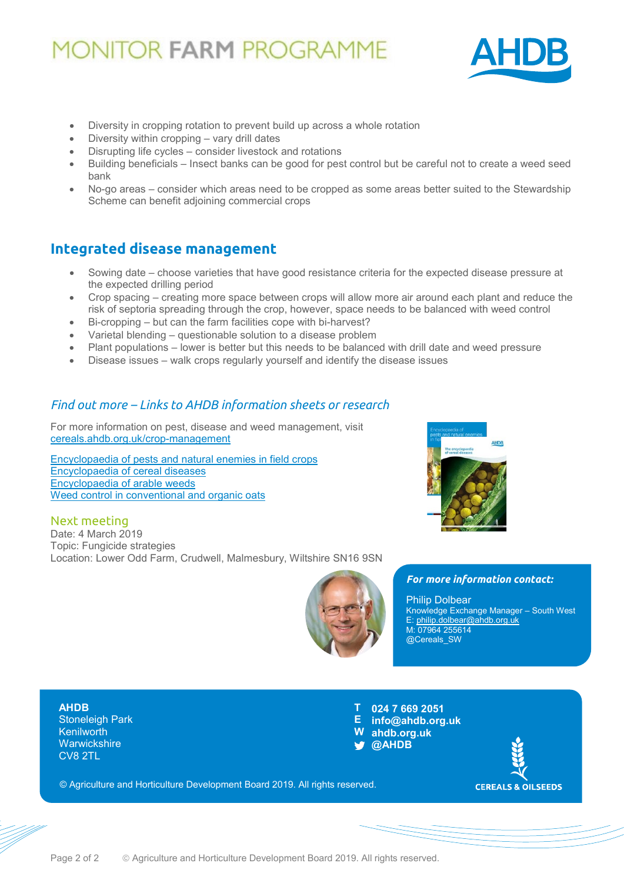- Diversity in cropping rotation to prevent build up across a whole rotation
- Diversity within cropping – vary drill dates
- Disrupting life cycles – consider livestock and rotations
- Building beneficials – Insect banks can be good for pest control but be careful not to create a weed seed bank
- No-go areas – consider which areas need to be cropped as some areas better suited to the Stewardship Scheme can benefit adjoining commercial crops

## Integrated disease management

- Sowing date – choose varieties that have good resistance criteria for the expected disease pressure at the expected drilling period
- Crop spacing – creating more space between crops will allow more air around each plant and reduce the risk of septoria spreading through the crop, however, space needs to be balanced with weed control
- Bi-cropping – but can the farm facilities cope with bi-harvest?
- Varietal blending – questionable solution to a disease problem
- Plant populations – lower is better but this needs to be balanced with drill date and weed pressure
- Disease issues – walk crops regularly yourself and identify the disease issues

### *Find out more – Links to AHDB information sheets or research*

For more information on pest, disease and weed management, visit cereals.ahdb.org.uk/crop-management

Encyclopaedia of pests and natural enemies in field crops
Encyclopaedia of cereal diseases
Encyclopaedia of arable weeds
Weed control in conventional and organic oats

### Next meeting

Date: 4 March 2019
Topic: Fungicide strategies
Location: Lower Odd Farm, Crudwell, Malmesbury, Wiltshire SN16 9SN

***For more information contact:***

Philip Dolbear
Knowledge Exchange Manager – South West
E: philip.dolbear@ahdb.org.uk
M: 07964 255614
@Cereals_SW

**AHDB**
Stoneleigh Park
Kenilworth
Warwickshire
CV8 2TL

**T** **024 7 669 2051**
**E** **info@ahdb.org.uk**
**W** **ahdb.org.uk**
**@AHDB**

© Agriculture and Horticulture Development Board 2019. All rights reserved.

CEREALS & OILSEEDS